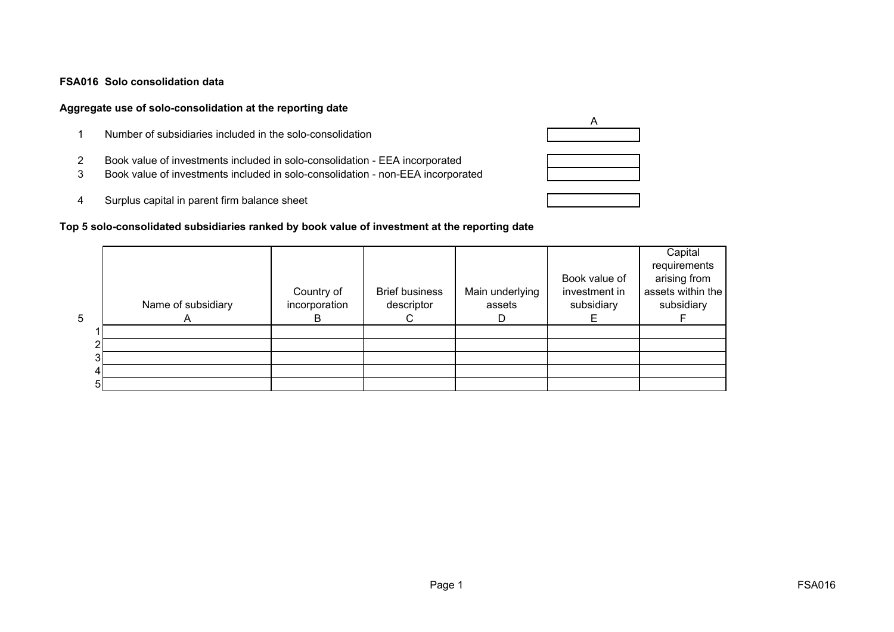**FSA016 Solo consolidation data**

**Aggregate use of solo-consolidation at the reporting date**

| | | A |
|---|---|---|
| 1 | Number of subsidiaries included in the solo-consolidation | |
| 2 | Book value of investments included in solo-consolidation - EEA incorporated | |
| 3 | Book value of investments included in solo-consolidation - non-EEA incorporated | |
| 4 | Surplus capital in parent firm balance sheet | |

**Top 5 solo-consolidated subsidiaries ranked by book value of investment at the reporting date**

| 5 | Name of subsidiary<br>A | Country of incorporation<br>B | Brief business descriptor<br>C | Main underlying assets<br>D | Book value of investment in subsidiary<br>E | Capital requirements arising from assets within the subsidiary<br>F |
|---|---|---|---|---|---|---|
| 1 | | | | | | |
| 2 | | | | | | |
| 3 | | | | | | |
| 4 | | | | | | |
| 5 | | | | | | |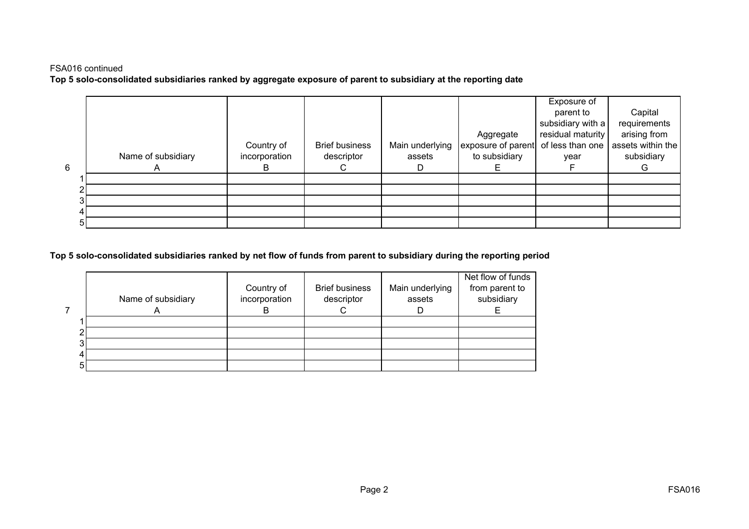FSA016 continued

**Top 5 solo-consolidated subsidiaries ranked by aggregate exposure of parent to subsidiary at the reporting date**

| 6 | Name of subsidiary<br>A | Country of incorporation<br>B | Brief business descriptor<br>C | Main underlying assets<br>D | Aggregate exposure of parent to subsidiary<br>E | Exposure of parent to subsidiary with a residual maturity of less than one year<br>F | Capital requirements arising from assets within the subsidiary<br>G |
|---|---|---|---|---|---|---|---|
| 1 | | | | | | | |
| 2 | | | | | | | |
| 3 | | | | | | | |
| 4 | | | | | | | |
| 5 | | | | | | | |

**Top 5 solo-consolidated subsidiaries ranked by net flow of funds from parent to subsidiary during the reporting period**

| 7 | Name of subsidiary<br>A | Country of incorporation<br>B | Brief business descriptor<br>C | Main underlying assets<br>D | Net flow of funds from parent to subsidiary<br>E |
|---|---|---|---|---|---|
| 1 | | | | | |
| 2 | | | | | |
| 3 | | | | | |
| 4 | | | | | |
| 5 | | | | | |